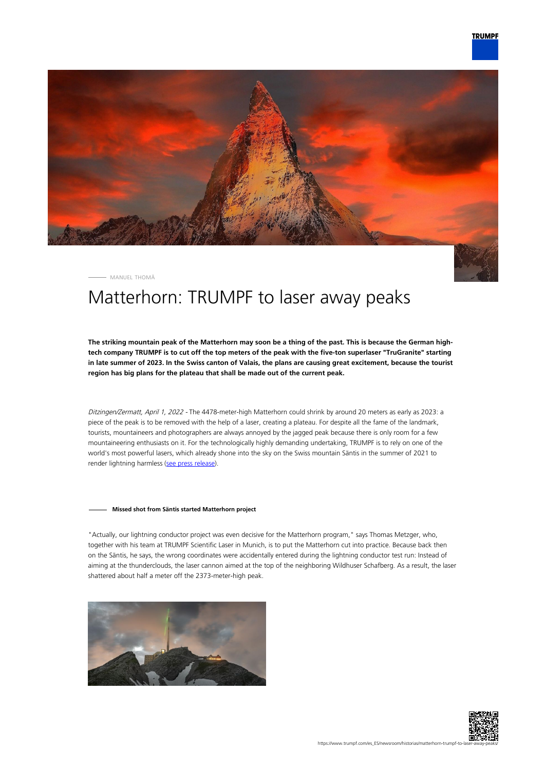MANUEL THOMÄ

# Matterhorn: TRUMPF to laser away peaks

**The striking mountain peak of the Matterhorn may soon be a thing of the past. This is because the German high-tech company TRUMPF is to cut off the top meters of the peak with the five-ton superlaser "TruGranite" starting in late summer of 2023. In the Swiss canton of Valais, the plans are causing great excitement, because the tourist region has big plans for the plateau that shall be made out of the current peak.**

*Ditzingen/Zermatt, April 1, 2022* - The 4478-meter-high Matterhorn could shrink by around 20 meters as early as 2023: a piece of the peak is to be removed with the help of a laser, creating a plateau. For despite all the fame of the landmark, tourists, mountaineers and photographers are always annoyed by the jagged peak because there is only room for a few mountaineering enthusiasts on it. For the technologically highly demanding undertaking, TRUMPF is to rely on one of the world's most powerful lasers, which already shone into the sky on the Swiss mountain Säntis in the summer of 2021 to render lightning harmless (see press release).

#### Missed shot from Säntis started Matterhorn project

"Actually, our lightning conductor project was even decisive for the Matterhorn program," says Thomas Metzger, who, together with his team at TRUMPF Scientific Laser in Munich, is to put the Matterhorn cut into practice. Because back then on the Säntis, he says, the wrong coordinates were accidentally entered during the lightning conductor test run: Instead of aiming at the thunderclouds, the laser cannon aimed at the top of the neighboring Wildhuser Schafberg. As a result, the laser shattered about half a meter off the 2373-meter-high peak.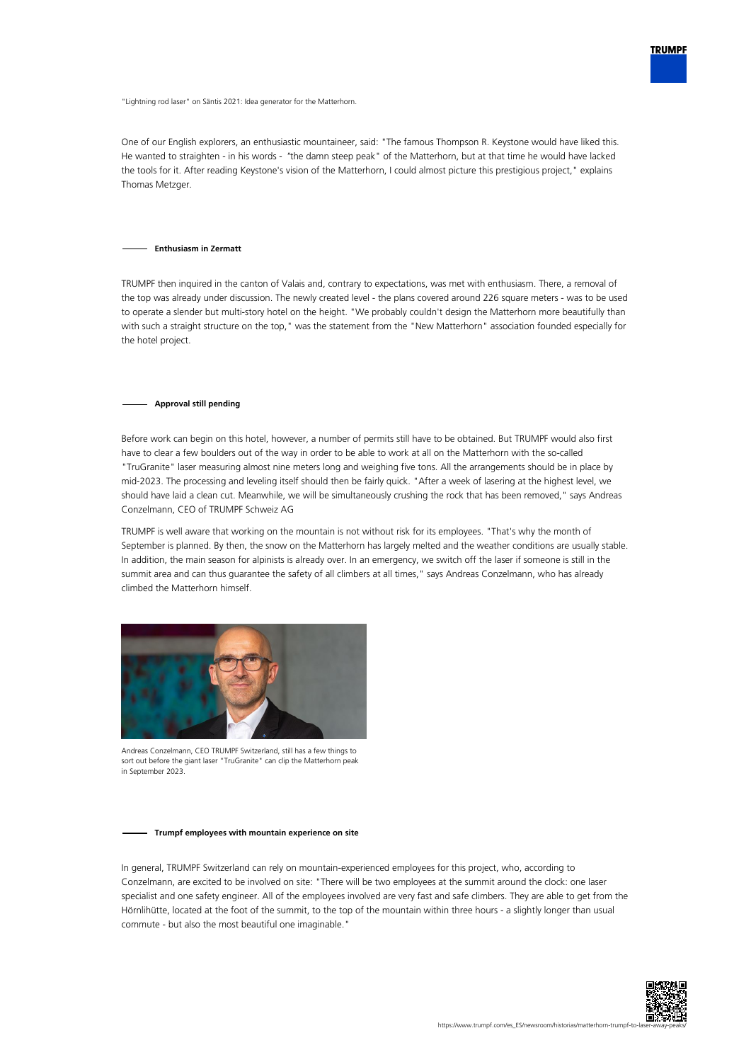"Lightning rod laser" on Säntis 2021: Idea generator for the Matterhorn.

One of our English explorers, an enthusiastic mountaineer, said: "The famous Thompson R. Keystone would have liked this. He wanted to straighten - in his words - "the damn steep peak" of the Matterhorn, but at that time he would have lacked the tools for it. After reading Keystone's vision of the Matterhorn, I could almost picture this prestigious project," explains Thomas Metzger.

## Enthusiasm in Zermatt

TRUMPF then inquired in the canton of Valais and, contrary to expectations, was met with enthusiasm. There, a removal of the top was already under discussion. The newly created level - the plans covered around 226 square meters - was to be used to operate a slender but multi-story hotel on the height. "We probably couldn't design the Matterhorn more beautifully than with such a straight structure on the top," was the statement from the "New Matterhorn" association founded especially for the hotel project.

## Approval still pending

Before work can begin on this hotel, however, a number of permits still have to be obtained. But TRUMPF would also first have to clear a few boulders out of the way in order to be able to work at all on the Matterhorn with the so-called "TruGranite" laser measuring almost nine meters long and weighing five tons. All the arrangements should be in place by mid-2023. The processing and leveling itself should then be fairly quick. "After a week of lasering at the highest level, we should have laid a clean cut. Meanwhile, we will be simultaneously crushing the rock that has been removed," says Andreas Conzelmann, CEO of TRUMPF Schweiz AG

TRUMPF is well aware that working on the mountain is not without risk for its employees. "That's why the month of September is planned. By then, the snow on the Matterhorn has largely melted and the weather conditions are usually stable. In addition, the main season for alpinists is already over. In an emergency, we switch off the laser if someone is still in the summit area and can thus guarantee the safety of all climbers at all times," says Andreas Conzelmann, who has already climbed the Matterhorn himself.

Andreas Conzelmann, CEO TRUMPF Switzerland, still has a few things to sort out before the giant laser "TruGranite" can clip the Matterhorn peak in September 2023.

## Trumpf employees with mountain experience on site

In general, TRUMPF Switzerland can rely on mountain-experienced employees for this project, who, according to Conzelmann, are excited to be involved on site: "There will be two employees at the summit around the clock: one laser specialist and one safety engineer. All of the employees involved are very fast and safe climbers. They are able to get from the Hörnlihütte, located at the foot of the summit, to the top of the mountain within three hours - a slightly longer than usual commute - but also the most beautiful one imaginable."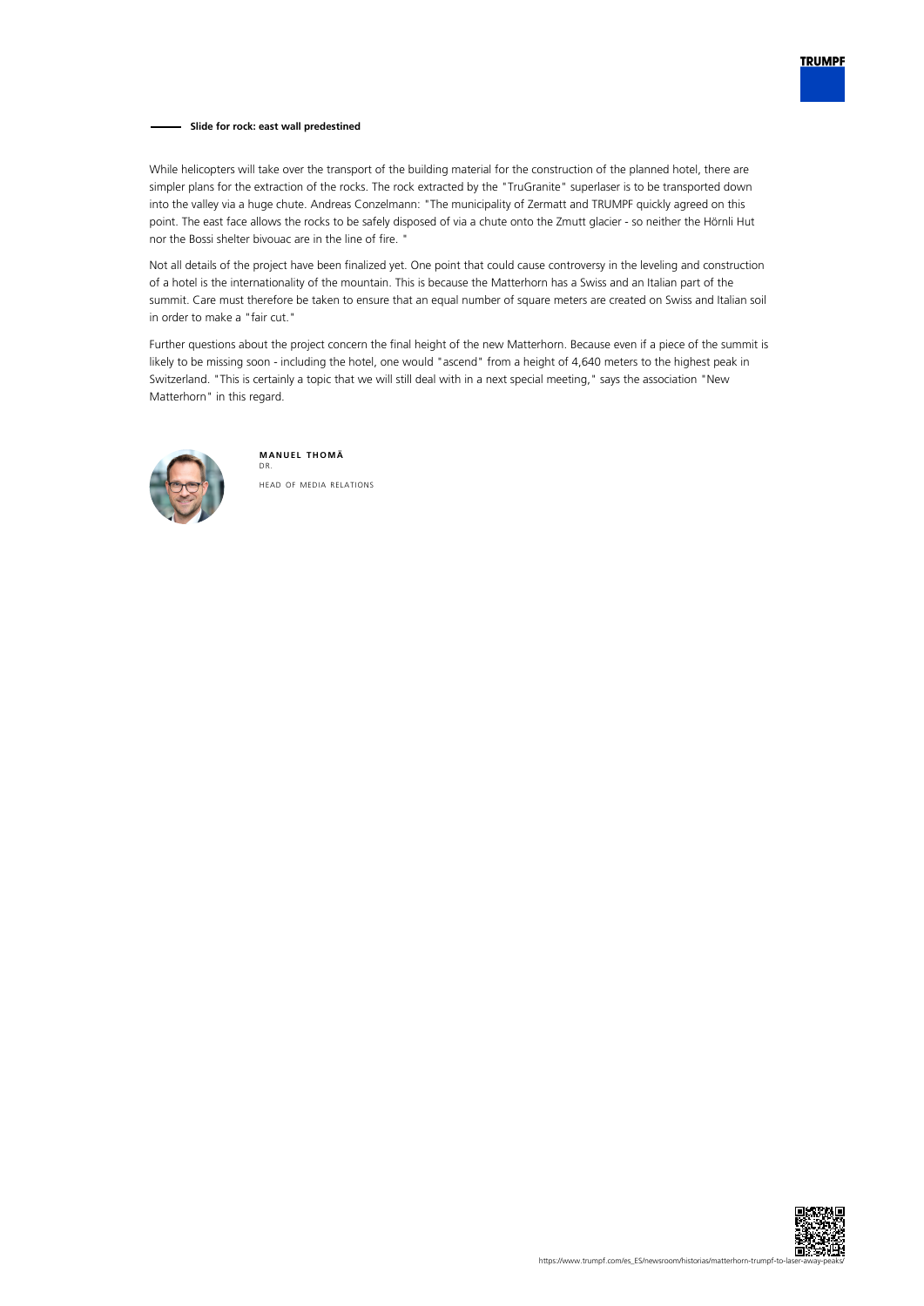### Slide for rock: east wall predestined

While helicopters will take over the transport of the building material for the construction of the planned hotel, there are simpler plans for the extraction of the rocks. The rock extracted by the "TruGranite" superlaser is to be transported down into the valley via a huge chute. Andreas Conzelmann: "The municipality of Zermatt and TRUMPF quickly agreed on this point. The east face allows the rocks to be safely disposed of via a chute onto the Zmutt glacier - so neither the Hörnli Hut nor the Bossi shelter bivouac are in the line of fire. "

Not all details of the project have been finalized yet. One point that could cause controversy in the leveling and construction of a hotel is the internationality of the mountain. This is because the Matterhorn has a Swiss and an Italian part of the summit. Care must therefore be taken to ensure that an equal number of square meters are created on Swiss and Italian soil in order to make a "fair cut."

Further questions about the project concern the final height of the new Matterhorn. Because even if a piece of the summit is likely to be missing soon - including the hotel, one would "ascend" from a height of 4,640 meters to the highest peak in Switzerland. "This is certainly a topic that we will still deal with in a next special meeting," says the association "New Matterhorn" in this regard.

**MANUEL THOMÄ**
DR.
HEAD OF MEDIA RELATIONS

https://www.trumpf.com/es_ES/newsroom/historias/matterhorn-trumpf-to-laser-away-peaks/